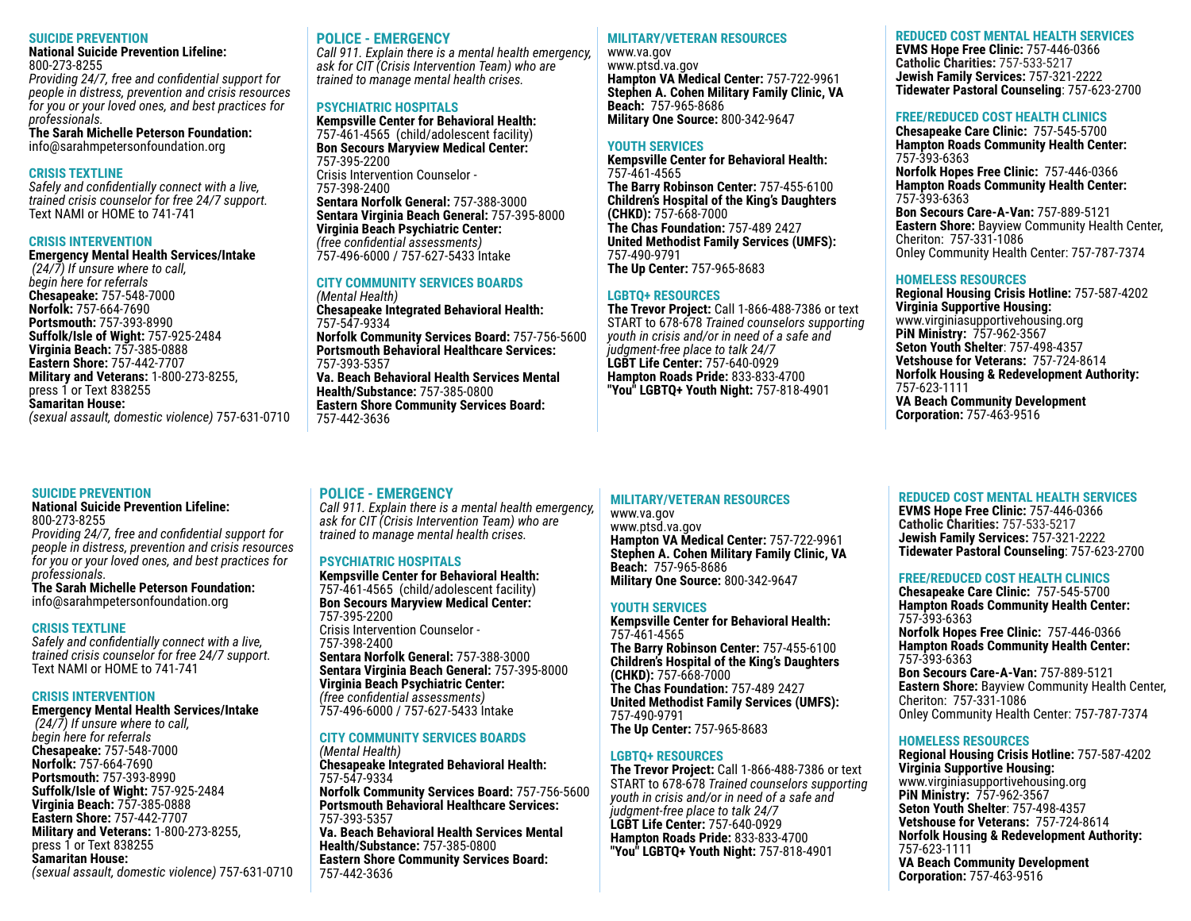## SUICIDE PREVENTION

**National Suicide Prevention Lifeline:**
800-273-8255
*Providing 24/7, free and confidential support for people in distress, prevention and crisis resources for you or your loved ones, and best practices for professionals.*
**The Sarah Michelle Peterson Foundation:**
info@sarahmpetersonfoundation.org

## CRISIS TEXTLINE

*Safely and confidentially connect with a live, trained crisis counselor for free 24/7 support.*
Text NAMI or HOME to 741-741

## CRISIS INTERVENTION

**Emergency Mental Health Services/Intake**
*(24/7) If unsure where to call, begin here for referrals*
**Chesapeake:** 757-548-7000
**Norfolk:** 757-664-7690
**Portsmouth:** 757-393-8990
**Suffolk/Isle of Wight:** 757-925-2484
**Virginia Beach:** 757-385-0888
**Eastern Shore:** 757-442-7707
**Military and Veterans:** 1-800-273-8255, press 1 or Text 838255
**Samaritan House:**
*(sexual assault, domestic violence)* 757-631-0710

## POLICE - EMERGENCY

*Call 911. Explain there is a mental health emergency, ask for CIT (Crisis Intervention Team) who are trained to manage mental health crises.*

## PSYCHIATRIC HOSPITALS

**Kempsville Center for Behavioral Health:**
757-461-4565 (child/adolescent facility)
**Bon Secours Maryview Medical Center:**
757-395-2200
Crisis Intervention Counselor -
757-398-2400
**Sentara Norfolk General:** 757-388-3000
**Sentara Virginia Beach General:** 757-395-8000
**Virginia Beach Psychiatric Center:**
*(free confidential assessments)*
757-496-6000 / 757-627-5433 Intake

## CITY COMMUNITY SERVICES BOARDS

*(Mental Health)*
**Chesapeake Integrated Behavioral Health:**
757-547-9334
**Norfolk Community Services Board:** 757-756-5600
**Portsmouth Behavioral Healthcare Services:**
757-393-5357
**Va. Beach Behavioral Health Services Mental Health/Substance:** 757-385-0800
**Eastern Shore Community Services Board:**
757-442-3636

## MILITARY/VETERAN RESOURCES

www.va.gov
www.ptsd.va.gov
**Hampton VA Medical Center:** 757-722-9961
**Stephen A. Cohen Military Family Clinic, VA Beach:** 757-965-8686
**Military One Source:** 800-342-9647

## YOUTH SERVICES

**Kempsville Center for Behavioral Health:**
757-461-4565
**The Barry Robinson Center:** 757-455-6100
**Children's Hospital of the King's Daughters (CHKD):** 757-668-7000
**The Chas Foundation:** 757-489 2427
**United Methodist Family Services (UMFS):**
757-490-9791
**The Up Center:** 757-965-8683

## LGBTQ+ RESOURCES

**The Trevor Project:** Call 1-866-488-7386 or text START to 678-678 *Trained counselors supporting youth in crisis and/or in need of a safe and judgment-free place to talk 24/7*
**LGBT Life Center:** 757-640-0929
**Hampton Roads Pride:** 833-833-4700
**"You" LGBTQ+ Youth Night:** 757-818-4901

## REDUCED COST MENTAL HEALTH SERVICES

**EVMS Hope Free Clinic:** 757-446-0366
**Catholic Charities:** 757-533-5217
**Jewish Family Services:** 757-321-2222
**Tidewater Pastoral Counseling**: 757-623-2700

## FREE/REDUCED COST HEALTH CLINICS

**Chesapeake Care Clinic:** 757-545-5700
**Hampton Roads Community Health Center:**
757-393-6363
**Norfolk Hopes Free Clinic:** 757-446-0366
**Hampton Roads Community Health Center:**
757-393-6363
**Bon Secours Care-A-Van:** 757-889-5121
**Eastern Shore:** Bayview Community Health Center, Cheriton: 757-331-1086
Onley Community Health Center: 757-787-7374

## HOMELESS RESOURCES

**Regional Housing Crisis Hotline:** 757-587-4202
**Virginia Supportive Housing:**
www.virginiasupportivehousing.org
**PiN Ministry:** 757-962-3567
**Seton Youth Shelter**: 757-498-4357
**Vetshouse for Veterans:** 757-724-8614
**Norfolk Housing & Redevelopment Authority:**
757-623-1111
**VA Beach Community Development Corporation:** 757-463-9516

## SUICIDE PREVENTION

**National Suicide Prevention Lifeline:**
800-273-8255
*Providing 24/7, free and confidential support for people in distress, prevention and crisis resources for you or your loved ones, and best practices for professionals.*
**The Sarah Michelle Peterson Foundation:**
info@sarahmpetersonfoundation.org

## CRISIS TEXTLINE

*Safely and confidentially connect with a live, trained crisis counselor for free 24/7 support.*
Text NAMI or HOME to 741-741

## CRISIS INTERVENTION

**Emergency Mental Health Services/Intake**
*(24/7) If unsure where to call, begin here for referrals*
**Chesapeake:** 757-548-7000
**Norfolk:** 757-664-7690
**Portsmouth:** 757-393-8990
**Suffolk/Isle of Wight:** 757-925-2484
**Virginia Beach:** 757-385-0888
**Eastern Shore:** 757-442-7707
**Military and Veterans:** 1-800-273-8255, press 1 or Text 838255
**Samaritan House:**
*(sexual assault, domestic violence)* 757-631-0710

## POLICE - EMERGENCY

*Call 911. Explain there is a mental health emergency, ask for CIT (Crisis Intervention Team) who are trained to manage mental health crises.*

## PSYCHIATRIC HOSPITALS

**Kempsville Center for Behavioral Health:**
757-461-4565 (child/adolescent facility)
**Bon Secours Maryview Medical Center:**
757-395-2200
Crisis Intervention Counselor -
757-398-2400
**Sentara Norfolk General:** 757-388-3000
**Sentara Virginia Beach General:** 757-395-8000
**Virginia Beach Psychiatric Center:**
*(free confidential assessments)*
757-496-6000 / 757-627-5433 Intake

## CITY COMMUNITY SERVICES BOARDS

*(Mental Health)*
**Chesapeake Integrated Behavioral Health:**
757-547-9334
**Norfolk Community Services Board:** 757-756-5600
**Portsmouth Behavioral Healthcare Services:**
757-393-5357
**Va. Beach Behavioral Health Services Mental Health/Substance:** 757-385-0800
**Eastern Shore Community Services Board:**
757-442-3636

## MILITARY/VETERAN RESOURCES

www.va.gov
www.ptsd.va.gov
**Hampton VA Medical Center:** 757-722-9961
**Stephen A. Cohen Military Family Clinic, VA Beach:** 757-965-8686
**Military One Source:** 800-342-9647

## YOUTH SERVICES

**Kempsville Center for Behavioral Health:**
757-461-4565
**The Barry Robinson Center:** 757-455-6100
**Children's Hospital of the King's Daughters (CHKD):** 757-668-7000
**The Chas Foundation:** 757-489 2427
**United Methodist Family Services (UMFS):**
757-490-9791
**The Up Center:** 757-965-8683

## LGBTQ+ RESOURCES

**The Trevor Project:** Call 1-866-488-7386 or text START to 678-678 *Trained counselors supporting youth in crisis and/or in need of a safe and judgment-free place to talk 24/7*
**LGBT Life Center:** 757-640-0929
**Hampton Roads Pride:** 833-833-4700
**"You" LGBTQ+ Youth Night:** 757-818-4901

## REDUCED COST MENTAL HEALTH SERVICES

**EVMS Hope Free Clinic:** 757-446-0366
**Catholic Charities:** 757-533-5217
**Jewish Family Services:** 757-321-2222
**Tidewater Pastoral Counseling**: 757-623-2700

## FREE/REDUCED COST HEALTH CLINICS

**Chesapeake Care Clinic:** 757-545-5700
**Hampton Roads Community Health Center:**
757-393-6363
**Norfolk Hopes Free Clinic:** 757-446-0366
**Hampton Roads Community Health Center:**
757-393-6363
**Bon Secours Care-A-Van:** 757-889-5121
**Eastern Shore:** Bayview Community Health Center, Cheriton: 757-331-1086
Onley Community Health Center: 757-787-7374

## HOMELESS RESOURCES

**Regional Housing Crisis Hotline:** 757-587-4202
**Virginia Supportive Housing:**
www.virginiasupportivehousing.org
**PiN Ministry:** 757-962-3567
**Seton Youth Shelter**: 757-498-4357
**Vetshouse for Veterans:** 757-724-8614
**Norfolk Housing & Redevelopment Authority:**
757-623-1111
**VA Beach Community Development Corporation:** 757-463-9516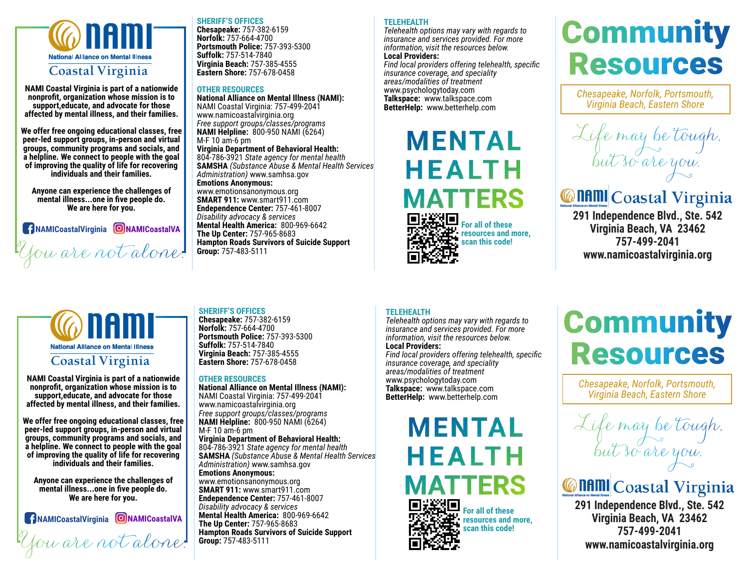# NAMI
National Alliance on Mental Illness
Coastal Virginia

**NAMI Coastal Virginia is part of a nationwide nonprofit, organization whose mission is to support,educate, and advocate for those affected by mental illness, and their families.**

**We offer free ongoing educational classes, free peer-led support groups, in-person and virtual groups, community programs and socials, and a helpline. We connect to people with the goal of improving the quality of life for recovering individuals and their families.**

**Anyone can experience the challenges of mental illness...one in five people do. We are here for you.**

**NAMICoastalVirginia** **NAMICoastalVA**

*You are not alone.*

## SHERIFF'S OFFICES

**Chesapeake:** 757-382-6159
**Norfolk:** 757-664-4700
**Portsmouth Police:** 757-393-5300
**Suffolk:** 757-514-7840
**Virginia Beach:** 757-385-4555
**Eastern Shore:** 757-678-0458

## OTHER RESOURCES

**National Alliance on Mental Illness (NAMI):**
NAMI Coastal Virginia: 757-499-2041
www.namicoastalvirginia.org
*Free support groups/classes/programs*
**NAMI Helpline:** 800-950 NAMI (6264)
M-F 10 am-6 pm
**Virginia Department of Behavioral Health:**
804-786-3921 *State agency for mental health*
**SAMSHA** *(Substance Abuse & Mental Health Services Administration)* www.samhsa.gov
**Emotions Anonymous:**
www.emotionsanonymous.org
**SMART 911:** www.smart911.com
**Endependence Center:** 757-461-8007
*Disability advocacy & services*
**Mental Health America:** 800-969-6642
**The Up Center:** 757-965-8683
**Hampton Roads Survivors of Suicide Support Group:** 757-483-5111

## TELEHEALTH

*Telehealth options may vary with regards to insurance and services provided. For more information, visit the resources below.*
**Local Providers:**
*Find local providers offering telehealth, specific insurance coverage, and speciality areas/modalities of treatment*
www.psychologytoday.com
**Talkspace:** www.talkspace.com
**BetterHelp:** www.betterhelp.com

# MENTAL HEALTH MATTERS

For all of these resources and more, scan this code!

# Community Resources

*Chesapeake, Norfolk, Portsmouth, Virginia Beach, Eastern Shore*

*Life may be tough, but so are you.*

NAMI Coastal Virginia
**291 Independence Blvd., Ste. 542**
**Virginia Beach, VA 23462**
**757-499-2041**
**www.namicoastalvirginia.org**

---

# NAMI
National Alliance on Mental Illness
Coastal Virginia

**NAMI Coastal Virginia is part of a nationwide nonprofit, organization whose mission is to support,educate, and advocate for those affected by mental illness, and their families.**

**We offer free ongoing educational classes, free peer-led support groups, in-person and virtual groups, community programs and socials, and a helpline. We connect to people with the goal of improving the quality of life for recovering individuals and their families.**

**Anyone can experience the challenges of mental illness...one in five people do. We are here for you.**

**NAMICoastalVirginia** **NAMICoastalVA**

*You are not alone.*

## SHERIFF'S OFFICES

**Chesapeake:** 757-382-6159
**Norfolk:** 757-664-4700
**Portsmouth Police:** 757-393-5300
**Suffolk:** 757-514-7840
**Virginia Beach:** 757-385-4555
**Eastern Shore:** 757-678-0458

## OTHER RESOURCES

**National Alliance on Mental Illness (NAMI):**
NAMI Coastal Virginia: 757-499-2041
www.namicoastalvirginia.org
*Free support groups/classes/programs*
**NAMI Helpline:** 800-950 NAMI (6264)
M-F 10 am-6 pm
**Virginia Department of Behavioral Health:**
804-786-3921 *State agency for mental health*
**SAMSHA** *(Substance Abuse & Mental Health Services Administration)* www.samhsa.gov
**Emotions Anonymous:**
www.emotionsanonymous.org
**SMART 911:** www.smart911.com
**Endependence Center:** 757-461-8007
*Disability advocacy & services*
**Mental Health America:** 800-969-6642
**The Up Center:** 757-965-8683
**Hampton Roads Survivors of Suicide Support Group:** 757-483-5111

## TELEHEALTH

*Telehealth options may vary with regards to insurance and services provided. For more information, visit the resources below.*
**Local Providers:**
*Find local providers offering telehealth, specific insurance coverage, and speciality areas/modalities of treatment*
www.psychologytoday.com
**Talkspace:** www.talkspace.com
**BetterHelp:** www.betterhelp.com

# MENTAL HEALTH MATTERS

For all of these resources and more, scan this code!

# Community Resources

*Chesapeake, Norfolk, Portsmouth, Virginia Beach, Eastern Shore*

*Life may be tough, but so are you.*

NAMI Coastal Virginia
**291 Independence Blvd., Ste. 542**
**Virginia Beach, VA 23462**
**757-499-2041**
**www.namicoastalvirginia.org**